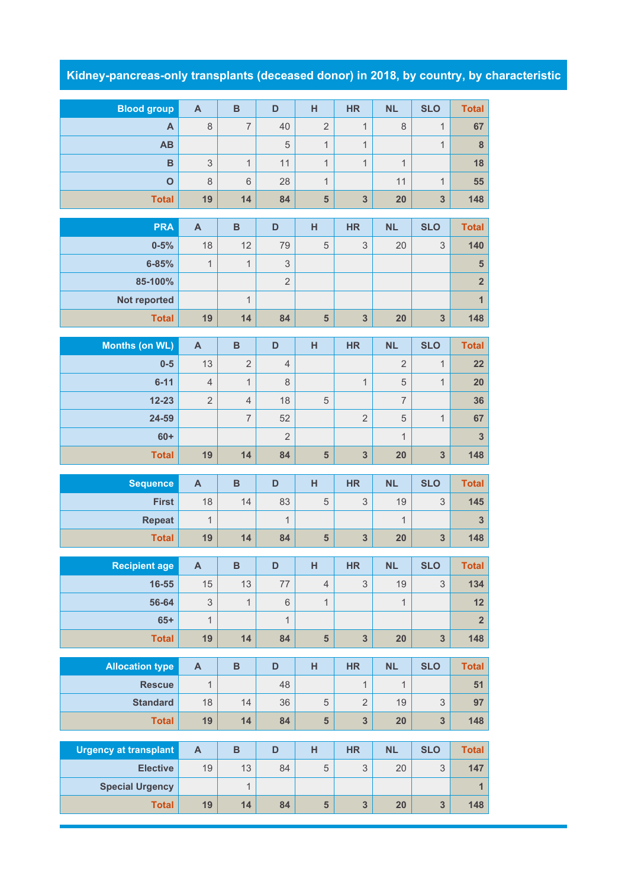## Kidney-pancreas-only transplants (deceased donor) in 2018, by country, by characteristic

| Blood group | A | B | D | H | HR | NL | SLO | Total |
|---|---|---|---|---|---|---|---|---|
| A | 8 | 7 | 40 | 2 | 1 | 8 | 1 | 67 |
| AB | | | 5 | 1 | 1 | | 1 | 8 |
| B | 3 | 1 | 11 | 1 | 1 | 1 | | 18 |
| O | 8 | 6 | 28 | 1 | | 11 | 1 | 55 |
| Total | 19 | 14 | 84 | 5 | 3 | 20 | 3 | 148 |

| PRA | A | B | D | H | HR | NL | SLO | Total |
|---|---|---|---|---|---|---|---|---|
| 0-5% | 18 | 12 | 79 | 5 | 3 | 20 | 3 | 140 |
| 6-85% | 1 | 1 | 3 | | | | | 5 |
| 85-100% | | | 2 | | | | | 2 |
| Not reported | | 1 | | | | | | 1 |
| Total | 19 | 14 | 84 | 5 | 3 | 20 | 3 | 148 |

| Months (on WL) | A | B | D | H | HR | NL | SLO | Total |
|---|---|---|---|---|---|---|---|---|
| 0-5 | 13 | 2 | 4 | | | 2 | 1 | 22 |
| 6-11 | 4 | 1 | 8 | | 1 | 5 | 1 | 20 |
| 12-23 | 2 | 4 | 18 | 5 | | 7 | | 36 |
| 24-59 | | 7 | 52 | | 2 | 5 | 1 | 67 |
| 60+ | | | 2 | | | 1 | | 3 |
| Total | 19 | 14 | 84 | 5 | 3 | 20 | 3 | 148 |

| Sequence | A | B | D | H | HR | NL | SLO | Total |
|---|---|---|---|---|---|---|---|---|
| First | 18 | 14 | 83 | 5 | 3 | 19 | 3 | 145 |
| Repeat | 1 | | 1 | | | 1 | | 3 |
| Total | 19 | 14 | 84 | 5 | 3 | 20 | 3 | 148 |

| Recipient age | A | B | D | H | HR | NL | SLO | Total |
|---|---|---|---|---|---|---|---|---|
| 16-55 | 15 | 13 | 77 | 4 | 3 | 19 | 3 | 134 |
| 56-64 | 3 | 1 | 6 | 1 | | 1 | | 12 |
| 65+ | 1 | | 1 | | | | | 2 |
| Total | 19 | 14 | 84 | 5 | 3 | 20 | 3 | 148 |

| Allocation type | A | B | D | H | HR | NL | SLO | Total |
|---|---|---|---|---|---|---|---|---|
| Rescue | 1 | | 48 | | 1 | 1 | | 51 |
| Standard | 18 | 14 | 36 | 5 | 2 | 19 | 3 | 97 |
| Total | 19 | 14 | 84 | 5 | 3 | 20 | 3 | 148 |

| Urgency at transplant | A | B | D | H | HR | NL | SLO | Total |
|---|---|---|---|---|---|---|---|---|
| Elective | 19 | 13 | 84 | 5 | 3 | 20 | 3 | 147 |
| Special Urgency | | 1 | | | | | | 1 |
| Total | 19 | 14 | 84 | 5 | 3 | 20 | 3 | 148 |